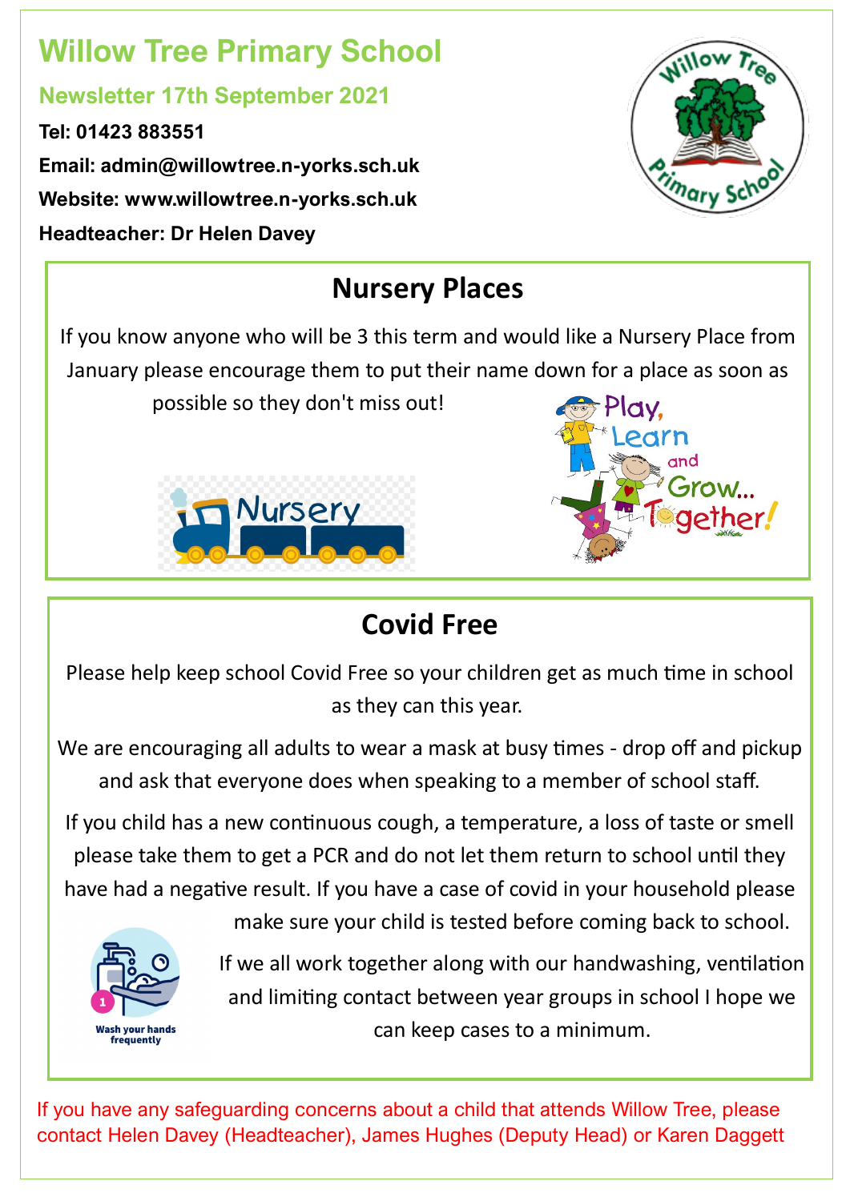# Willow Tree Primary School

## Newsletter 17th September 2021

**Tel: 01423 883551**

**Email: admin@willowtree.n-yorks.sch.uk**

**Website: www.willowtree.n-yorks.sch.uk**

**Headteacher: Dr Helen Davey**

## Nursery Places

If you know anyone who will be 3 this term and would like a Nursery Place from January please encourage them to put their name down for a place as soon as possible so they don't miss out!

## Covid Free

Please help keep school Covid Free so your children get as much time in school as they can this year.

We are encouraging all adults to wear a mask at busy times - drop off and pickup and ask that everyone does when speaking to a member of school staff.

If you child has a new continuous cough, a temperature, a loss of taste or smell please take them to get a PCR and do not let them return to school until they have had a negative result. If you have a case of covid in your household please make sure your child is tested before coming back to school.

If we all work together along with our handwashing, ventilation and limiting contact between year groups in school I hope we can keep cases to a minimum.

If you have any safeguarding concerns about a child that attends Willow Tree, please contact Helen Davey (Headteacher), James Hughes (Deputy Head) or Karen Daggett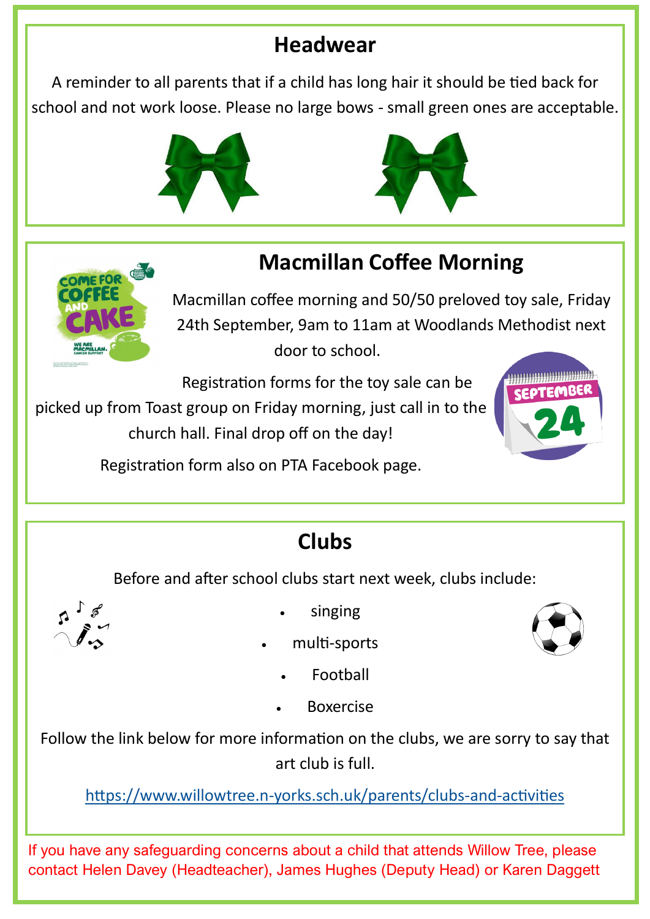## Headwear

A reminder to all parents that if a child has long hair it should be tied back for school and not work loose. Please no large bows - small green ones are acceptable.

## Macmillan Coffee Morning

Macmillan coffee morning and 50/50 preloved toy sale, Friday 24th September, 9am to 11am at Woodlands Methodist next door to school.

Registration forms for the toy sale can be picked up from Toast group on Friday morning, just call in to the church hall. Final drop off on the day!

Registration form also on PTA Facebook page.

## Clubs

Before and after school clubs start next week, clubs include:

- singing
- multi-sports
- Football
- Boxercise

Follow the link below for more information on the clubs, we are sorry to say that art club is full.

https://www.willowtree.n-yorks.sch.uk/parents/clubs-and-activities

If you have any safeguarding concerns about a child that attends Willow Tree, please contact Helen Davey (Headteacher), James Hughes (Deputy Head) or Karen Daggett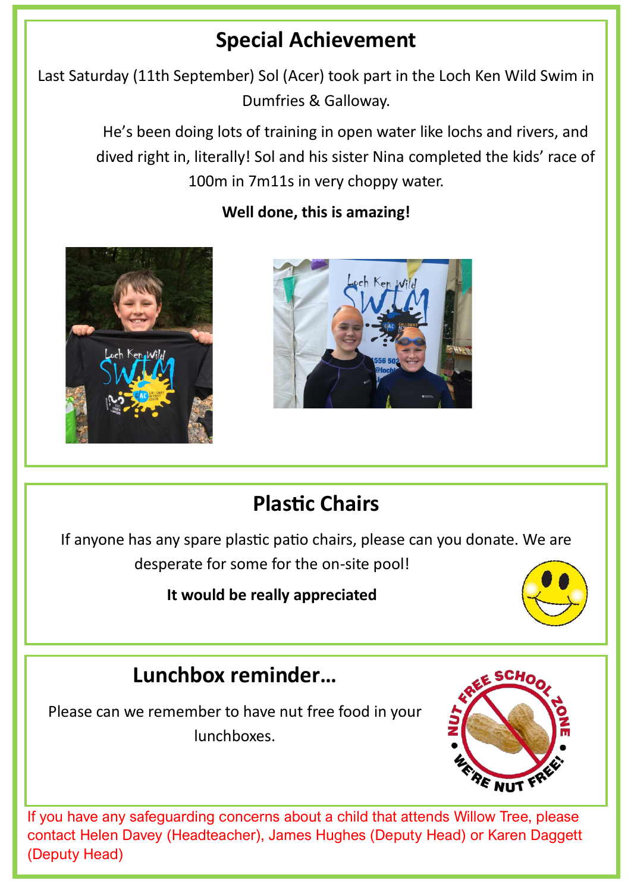## Special Achievement

Last Saturday (11th September) Sol (Acer) took part in the Loch Ken Wild Swim in Dumfries & Galloway.

He's been doing lots of training in open water like lochs and rivers, and dived right in, literally! Sol and his sister Nina completed the kids' race of 100m in 7m11s in very choppy water.

**Well done, this is amazing!**

## Plastic Chairs

If anyone has any spare plastic patio chairs, please can you donate. We are desperate for some for the on-site pool!

**It would be really appreciated**

## Lunchbox reminder…

Please can we remember to have nut free food in your lunchboxes.

If you have any safeguarding concerns about a child that attends Willow Tree, please contact Helen Davey (Headteacher), James Hughes (Deputy Head) or Karen Daggett (Deputy Head)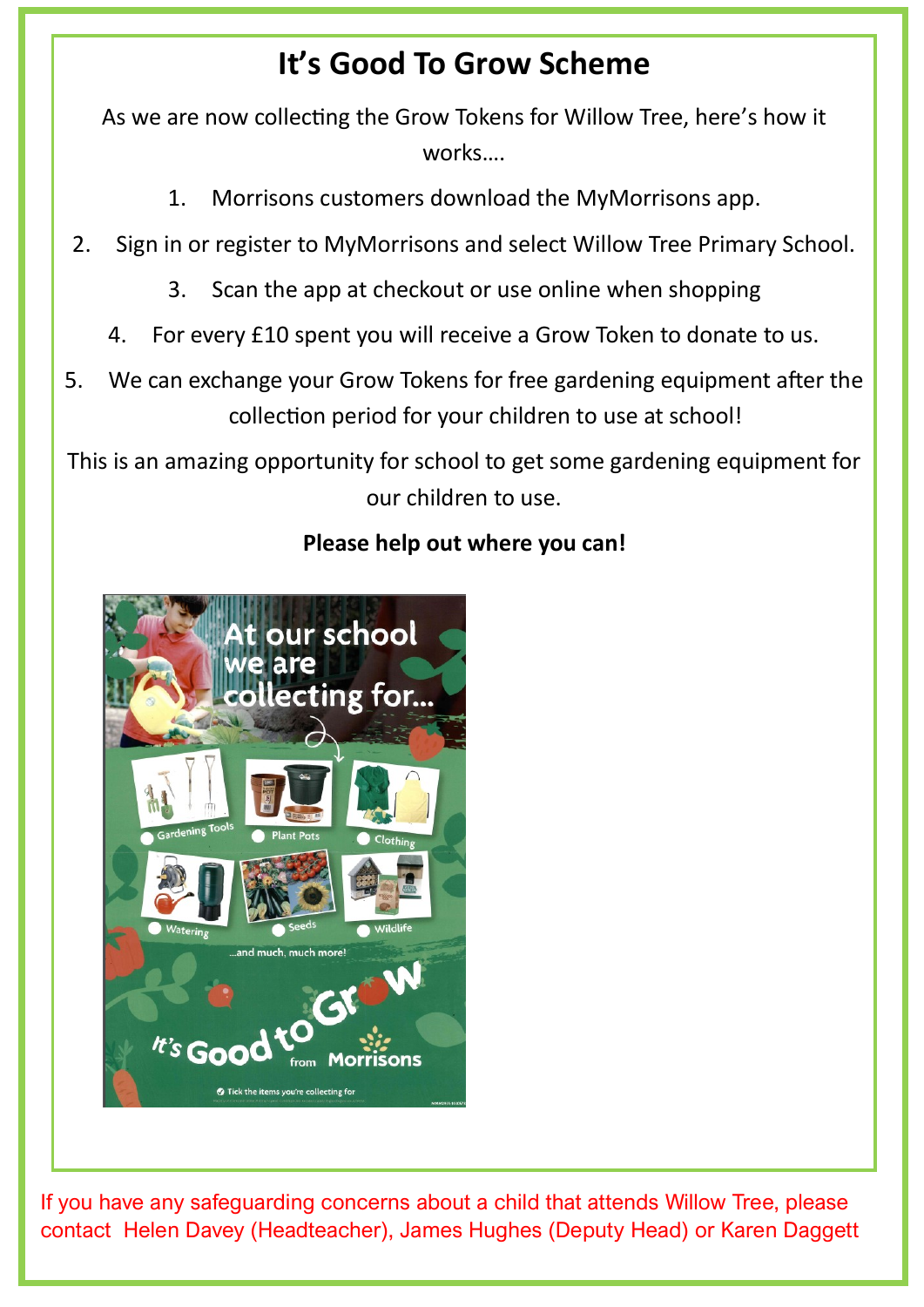# It's Good To Grow Scheme

As we are now collecting the Grow Tokens for Willow Tree, here's how it works….

1. Morrisons customers download the MyMorrisons app.
2. Sign in or register to MyMorrisons and select Willow Tree Primary School.
3. Scan the app at checkout or use online when shopping
4. For every £10 spent you will receive a Grow Token to donate to us.
5. We can exchange your Grow Tokens for free gardening equipment after the collection period for your children to use at school!

This is an amazing opportunity for school to get some gardening equipment for our children to use.

**Please help out where you can!**

If you have any safeguarding concerns about a child that attends Willow Tree, please contact Helen Davey (Headteacher), James Hughes (Deputy Head) or Karen Daggett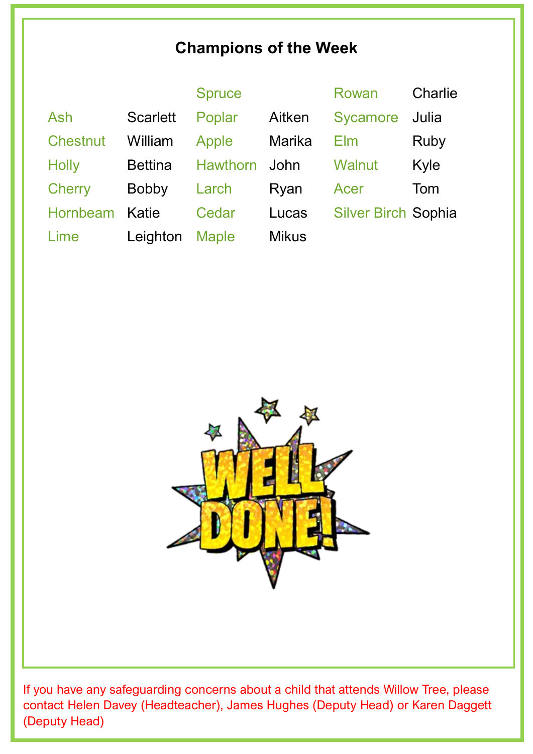## Champions of the Week

| | | | | | |
|---|---|---|---|---|---|
| | | Spruce | | Rowan | Charlie |
| Ash | Scarlett | Poplar | Aitken | Sycamore | Julia |
| Chestnut | William | Apple | Marika | Elm | Ruby |
| Holly | Bettina | Hawthorn | John | Walnut | Kyle |
| Cherry | Bobby | Larch | Ryan | Acer | Tom |
| Hornbeam | Katie | Cedar | Lucas | Silver Birch | Sophia |
| Lime | Leighton | Maple | Mikus | | |

WELL DONE!

If you have any safeguarding concerns about a child that attends Willow Tree, please contact Helen Davey (Headteacher), James Hughes (Deputy Head) or Karen Daggett (Deputy Head)